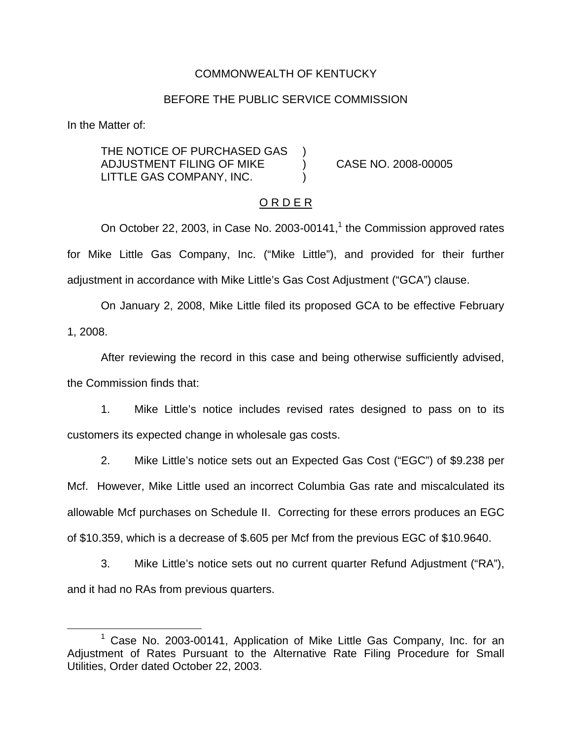COMMONWEALTH OF KENTUCKY

BEFORE THE PUBLIC SERVICE COMMISSION

In the Matter of:

THE NOTICE OF PURCHASED GAS ADJUSTMENT FILING OF MIKE LITTLE GAS COMPANY, INC. ) CASE NO. 2008-00005

O R D E R

On October 22, 2003, in Case No. 2003-00141,[1] the Commission approved rates for Mike Little Gas Company, Inc. ("Mike Little"), and provided for their further adjustment in accordance with Mike Little's Gas Cost Adjustment ("GCA") clause.

On January 2, 2008, Mike Little filed its proposed GCA to be effective February 1, 2008.

After reviewing the record in this case and being otherwise sufficiently advised, the Commission finds that:

1. Mike Little's notice includes revised rates designed to pass on to its customers its expected change in wholesale gas costs.

2. Mike Little's notice sets out an Expected Gas Cost ("EGC") of $9.238 per Mcf. However, Mike Little used an incorrect Columbia Gas rate and miscalculated its allowable Mcf purchases on Schedule II. Correcting for these errors produces an EGC of $10.359, which is a decrease of $.605 per Mcf from the previous EGC of $10.9640.

3. Mike Little's notice sets out no current quarter Refund Adjustment ("RA"), and it had no RAs from previous quarters.

[1] Case No. 2003-00141, Application of Mike Little Gas Company, Inc. for an Adjustment of Rates Pursuant to the Alternative Rate Filing Procedure for Small Utilities, Order dated October 22, 2003.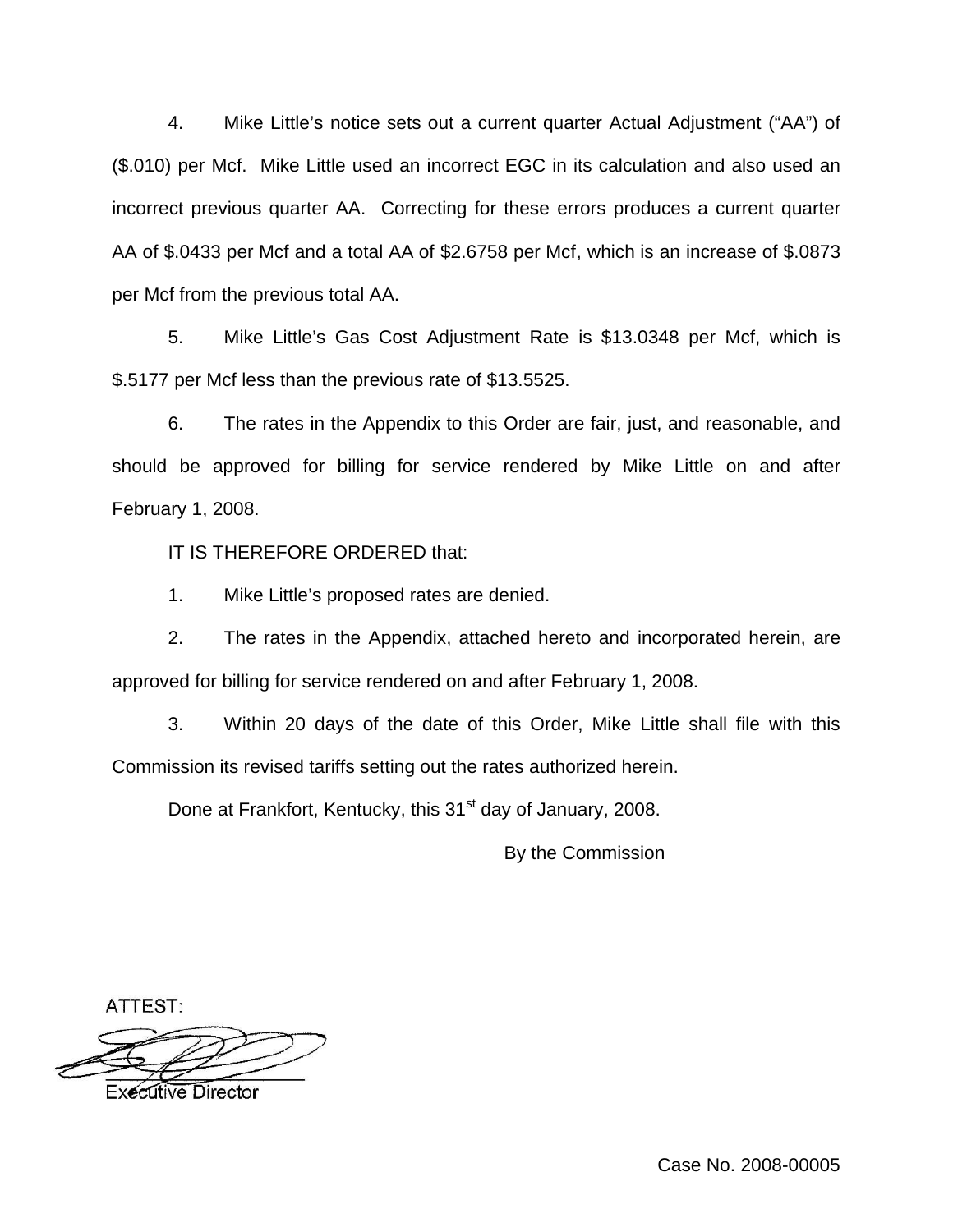4. Mike Little's notice sets out a current quarter Actual Adjustment ("AA") of ($.010) per Mcf. Mike Little used an incorrect EGC in its calculation and also used an incorrect previous quarter AA. Correcting for these errors produces a current quarter AA of $.0433 per Mcf and a total AA of $2.6758 per Mcf, which is an increase of $.0873 per Mcf from the previous total AA.

5. Mike Little's Gas Cost Adjustment Rate is $13.0348 per Mcf, which is $.5177 per Mcf less than the previous rate of $13.5525.

6. The rates in the Appendix to this Order are fair, just, and reasonable, and should be approved for billing for service rendered by Mike Little on and after February 1, 2008.

IT IS THEREFORE ORDERED that:

1. Mike Little's proposed rates are denied.

2. The rates in the Appendix, attached hereto and incorporated herein, are approved for billing for service rendered on and after February 1, 2008.

3. Within 20 days of the date of this Order, Mike Little shall file with this Commission its revised tariffs setting out the rates authorized herein.

Done at Frankfort, Kentucky, this 31st day of January, 2008.

By the Commission

ATTEST:

Executive Director

Case No. 2008-00005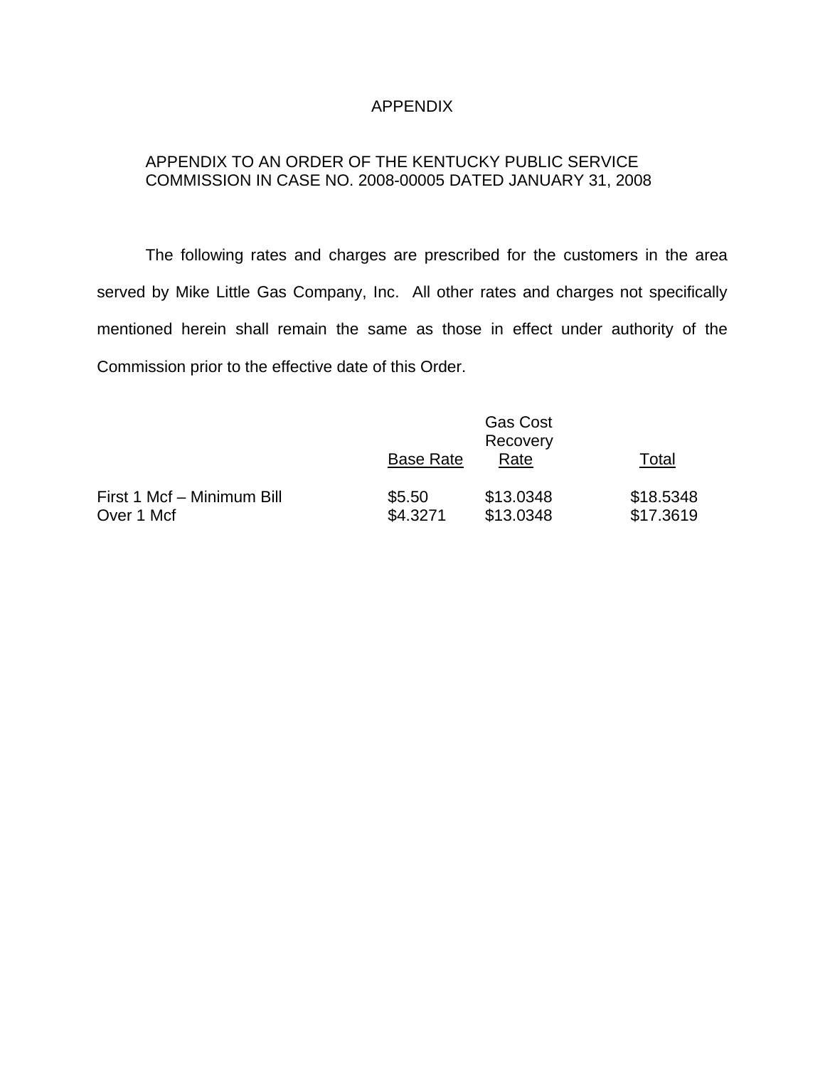# APPENDIX

APPENDIX TO AN ORDER OF THE KENTUCKY PUBLIC SERVICE COMMISSION IN CASE NO. 2008-00005 DATED JANUARY 31, 2008

The following rates and charges are prescribed for the customers in the area served by Mike Little Gas Company, Inc. All other rates and charges not specifically mentioned herein shall remain the same as those in effect under authority of the Commission prior to the effective date of this Order.

| | Base Rate | Gas Cost Recovery Rate | Total |
|---|---|---|---|
| First 1 Mcf – Minimum Bill | $5.50 | $13.0348 | $18.5348 |
| Over 1 Mcf | $4.3271 | $13.0348 | $17.3619 |